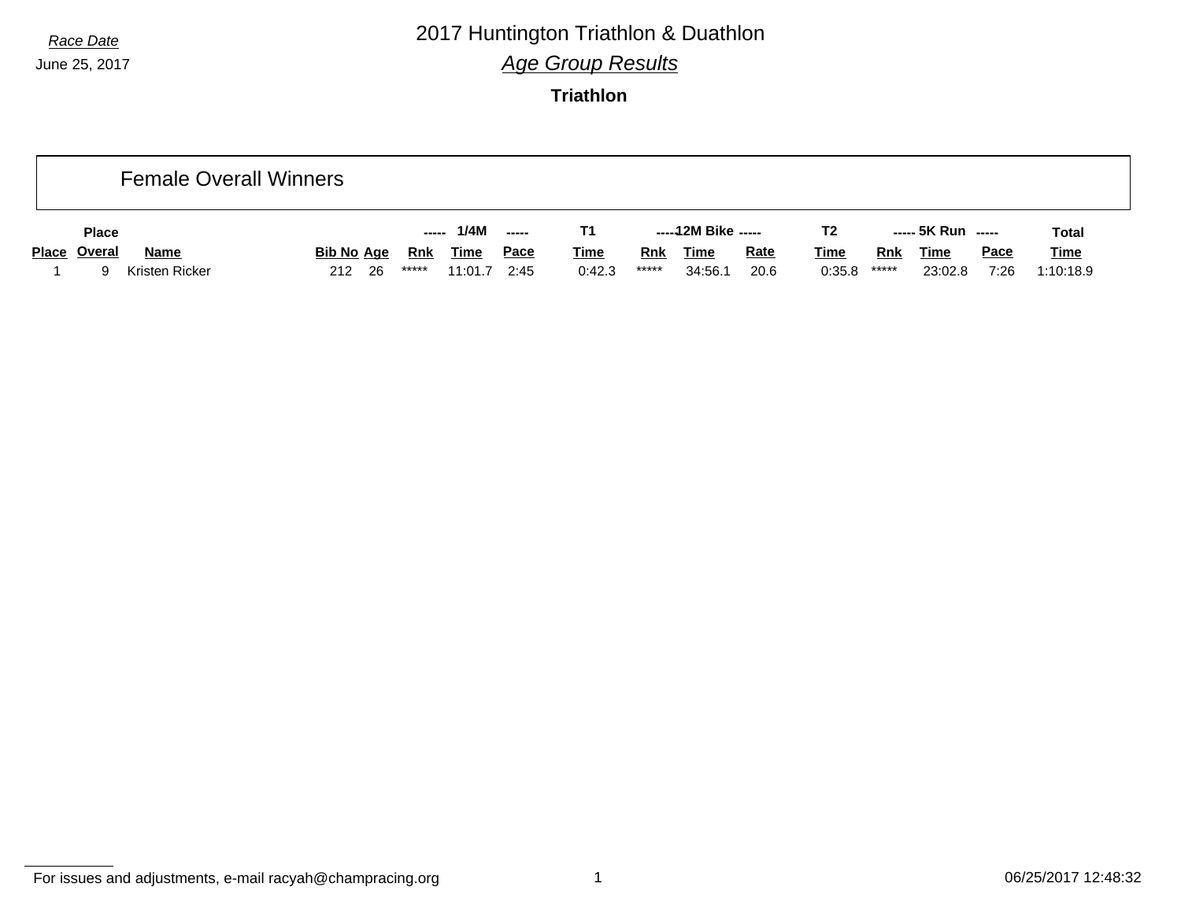*Race Date*

June 25, 2017

# 2017 Huntington Triathlon & Duathlon

## *Age Group Results*

### Triathlon

## Female Overall Winners

| | Place | | | | ----- | 1/4M | ----- | T1 | ----- | 12M Bike | ----- | T2 | ----- | 5K Run | ----- | Total |
|---|---|---|---|---|---|---|---|---|---|---|---|---|---|---|---|---|
| **Place** | **Overal** | **Name** | **Bib No** | **Age** | **Rnk** | **Time** | **Pace** | **Time** | **Rnk** | **Time** | **Rate** | **Time** | **Rnk** | **Time** | **Pace** | **Time** |
| 1 | 9 | Kristen Ricker | 212 | 26 | ***** | 11:01.7 | 2:45 | 0:42.3 | ***** | 34:56.1 | 20.6 | 0:35.8 | ***** | 23:02.8 | 7:26 | 1:10:18.9 |

For issues and adjustments, e-mail racyah@champracing.org

06/25/2017 12:48:32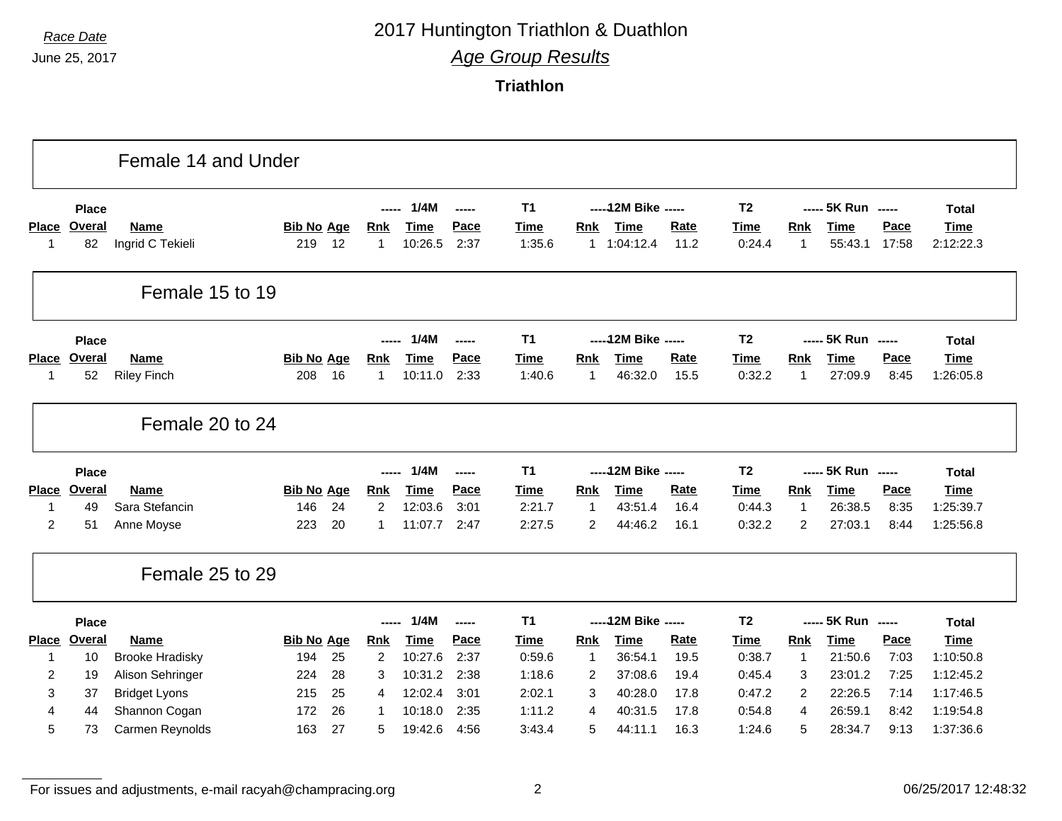Race Date

June 25, 2017

# 2017 Huntington Triathlon & Duathlon

## *Age Group Results*

### Triathlon

## Female 14 and Under

| Place | Place Overal | Name | Bib No | Age | 1/4M Rnk | 1/4M Time | 1/4M Pace | T1 Time | 12M Bike Rnk | 12M Bike Time | 12M Bike Rate | T2 Time | 5K Run Rnk | 5K Run Time | 5K Run Pace | Total Time |
|---|---|---|---|---|---|---|---|---|---|---|---|---|---|---|---|---|
| 1 | 82 | Ingrid C Tekieli | 219 | 12 | 1 | 10:26.5 | 2:37 | 1:35.6 | 1 | 1:04:12.4 | 11.2 | 0:24.4 | 1 | 55:43.1 | 17:58 | 2:12:22.3 |

## Female 15 to 19

| Place | Place Overal | Name | Bib No | Age | 1/4M Rnk | 1/4M Time | 1/4M Pace | T1 Time | 12M Bike Rnk | 12M Bike Time | 12M Bike Rate | T2 Time | 5K Run Rnk | 5K Run Time | 5K Run Pace | Total Time |
|---|---|---|---|---|---|---|---|---|---|---|---|---|---|---|---|---|
| 1 | 52 | Riley Finch | 208 | 16 | 1 | 10:11.0 | 2:33 | 1:40.6 | 1 | 46:32.0 | 15.5 | 0:32.2 | 1 | 27:09.9 | 8:45 | 1:26:05.8 |

## Female 20 to 24

| Place | Place Overal | Name | Bib No | Age | 1/4M Rnk | 1/4M Time | 1/4M Pace | T1 Time | 12M Bike Rnk | 12M Bike Time | 12M Bike Rate | T2 Time | 5K Run Rnk | 5K Run Time | 5K Run Pace | Total Time |
|---|---|---|---|---|---|---|---|---|---|---|---|---|---|---|---|---|
| 1 | 49 | Sara Stefancin | 146 | 24 | 2 | 12:03.6 | 3:01 | 2:21.7 | 1 | 43:51.4 | 16.4 | 0:44.3 | 1 | 26:38.5 | 8:35 | 1:25:39.7 |
| 2 | 51 | Anne Moyse | 223 | 20 | 1 | 11:07.7 | 2:47 | 2:27.5 | 2 | 44:46.2 | 16.1 | 0:32.2 | 2 | 27:03.1 | 8:44 | 1:25:56.8 |

## Female 25 to 29

| Place | Place Overal | Name | Bib No | Age | 1/4M Rnk | 1/4M Time | 1/4M Pace | T1 Time | 12M Bike Rnk | 12M Bike Time | 12M Bike Rate | T2 Time | 5K Run Rnk | 5K Run Time | 5K Run Pace | Total Time |
|---|---|---|---|---|---|---|---|---|---|---|---|---|---|---|---|---|
| 1 | 10 | Brooke Hradisky | 194 | 25 | 2 | 10:27.6 | 2:37 | 0:59.6 | 1 | 36:54.1 | 19.5 | 0:38.7 | 1 | 21:50.6 | 7:03 | 1:10:50.8 |
| 2 | 19 | Alison Sehringer | 224 | 28 | 3 | 10:31.2 | 2:38 | 1:18.6 | 2 | 37:08.6 | 19.4 | 0:45.4 | 3 | 23:01.2 | 7:25 | 1:12:45.2 |
| 3 | 37 | Bridget Lyons | 215 | 25 | 4 | 12:02.4 | 3:01 | 2:02.1 | 3 | 40:28.0 | 17.8 | 0:47.2 | 2 | 22:26.5 | 7:14 | 1:17:46.5 |
| 4 | 44 | Shannon Cogan | 172 | 26 | 1 | 10:18.0 | 2:35 | 1:11.2 | 4 | 40:31.5 | 17.8 | 0:54.8 | 4 | 26:59.1 | 8:42 | 1:19:54.8 |
| 5 | 73 | Carmen Reynolds | 163 | 27 | 5 | 19:42.6 | 4:56 | 3:43.4 | 5 | 44:11.1 | 16.3 | 1:24.6 | 5 | 28:34.7 | 9:13 | 1:37:36.6 |

For issues and adjustments, e-mail racyah@champracing.org

06/25/2017 12:48:32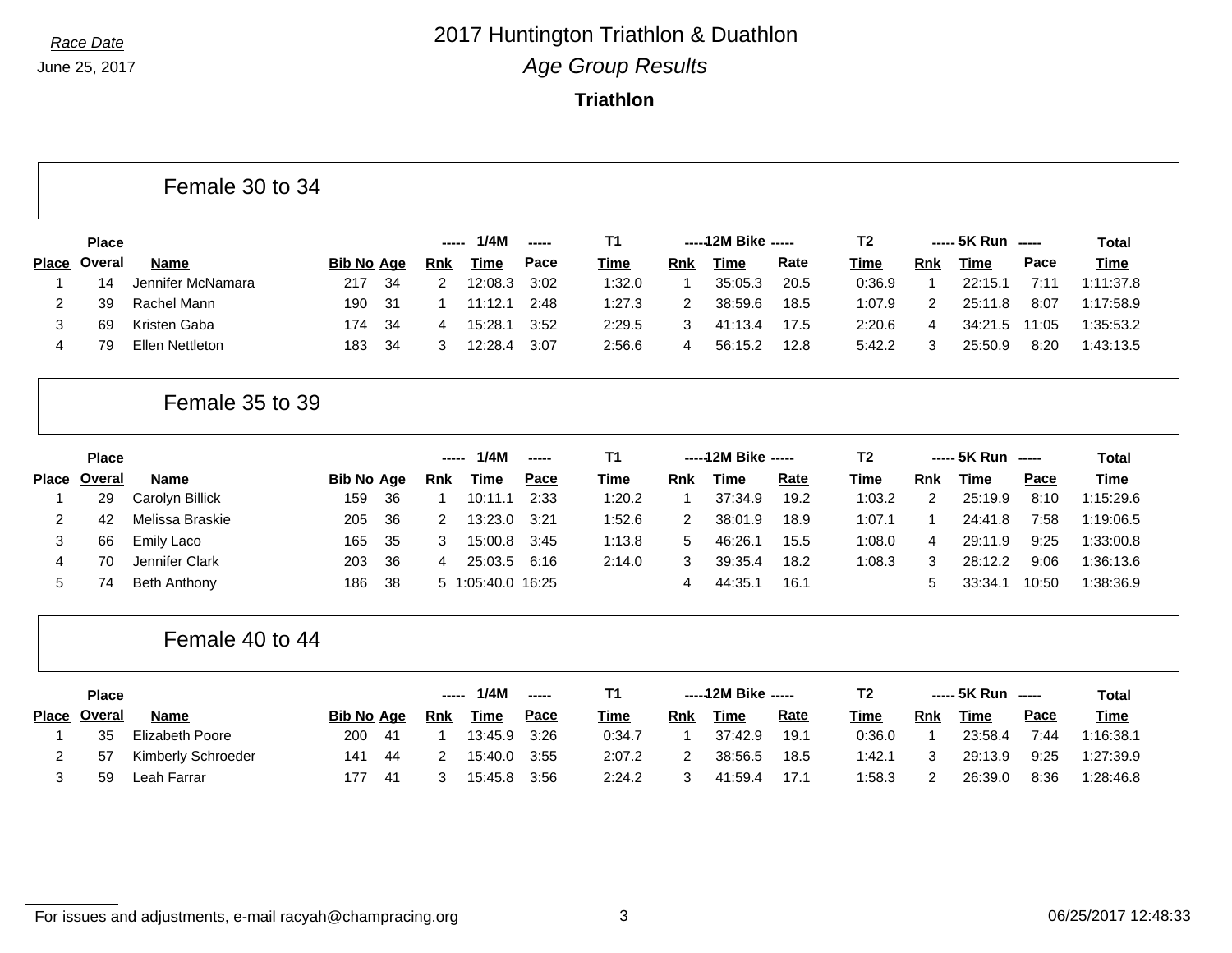*Race Date*
June 25, 2017

# 2017 Huntington Triathlon & Duathlon

## *Age Group Results*

### Triathlon

## Female 30 to 34

| Place | Place Overal | Name | Bib No | Age | 1/4M Rnk | 1/4M Time | 1/4M Pace | T1 Time | 12M Bike Rnk | 12M Bike Time | 12M Bike Rate | T2 Time | 5K Run Rnk | 5K Run Time | 5K Run Pace | Total Time |
|---|---|---|---|---|---|---|---|---|---|---|---|---|---|---|---|---|
| 1 | 14 | Jennifer McNamara | 217 | 34 | 2 | 12:08.3 | 3:02 | 1:32.0 | 1 | 35:05.3 | 20.5 | 0:36.9 | 1 | 22:15.1 | 7:11 | 1:11:37.8 |
| 2 | 39 | Rachel Mann | 190 | 31 | 1 | 11:12.1 | 2:48 | 1:27.3 | 2 | 38:59.6 | 18.5 | 1:07.9 | 2 | 25:11.8 | 8:07 | 1:17:58.9 |
| 3 | 69 | Kristen Gaba | 174 | 34 | 4 | 15:28.1 | 3:52 | 2:29.5 | 3 | 41:13.4 | 17.5 | 2:20.6 | 4 | 34:21.5 | 11:05 | 1:35:53.2 |
| 4 | 79 | Ellen Nettleton | 183 | 34 | 3 | 12:28.4 | 3:07 | 2:56.6 | 4 | 56:15.2 | 12.8 | 5:42.2 | 3 | 25:50.9 | 8:20 | 1:43:13.5 |

## Female 35 to 39

| Place | Place Overal | Name | Bib No | Age | 1/4M Rnk | 1/4M Time | 1/4M Pace | T1 Time | 12M Bike Rnk | 12M Bike Time | 12M Bike Rate | T2 Time | 5K Run Rnk | 5K Run Time | 5K Run Pace | Total Time |
|---|---|---|---|---|---|---|---|---|---|---|---|---|---|---|---|---|
| 1 | 29 | Carolyn Billick | 159 | 36 | 1 | 10:11.1 | 2:33 | 1:20.2 | 1 | 37:34.9 | 19.2 | 1:03.2 | 2 | 25:19.9 | 8:10 | 1:15:29.6 |
| 2 | 42 | Melissa Braskie | 205 | 36 | 2 | 13:23.0 | 3:21 | 1:52.6 | 2 | 38:01.9 | 18.9 | 1:07.1 | 1 | 24:41.8 | 7:58 | 1:19:06.5 |
| 3 | 66 | Emily Laco | 165 | 35 | 3 | 15:00.8 | 3:45 | 1:13.8 | 5 | 46:26.1 | 15.5 | 1:08.0 | 4 | 29:11.9 | 9:25 | 1:33:00.8 |
| 4 | 70 | Jennifer Clark | 203 | 36 | 4 | 25:03.5 | 6:16 | 2:14.0 | 3 | 39:35.4 | 18.2 | 1:08.3 | 3 | 28:12.2 | 9:06 | 1:36:13.6 |
| 5 | 74 | Beth Anthony | 186 | 38 | 5 | 1:05:40.0 | 16:25 | | 4 | 44:35.1 | 16.1 | | 5 | 33:34.1 | 10:50 | 1:38:36.9 |

## Female 40 to 44

| Place | Place Overal | Name | Bib No | Age | 1/4M Rnk | 1/4M Time | 1/4M Pace | T1 Time | 12M Bike Rnk | 12M Bike Time | 12M Bike Rate | T2 Time | 5K Run Rnk | 5K Run Time | 5K Run Pace | Total Time |
|---|---|---|---|---|---|---|---|---|---|---|---|---|---|---|---|---|
| 1 | 35 | Elizabeth Poore | 200 | 41 | 1 | 13:45.9 | 3:26 | 0:34.7 | 1 | 37:42.9 | 19.1 | 0:36.0 | 1 | 23:58.4 | 7:44 | 1:16:38.1 |
| 2 | 57 | Kimberly Schroeder | 141 | 44 | 2 | 15:40.0 | 3:55 | 2:07.2 | 2 | 38:56.5 | 18.5 | 1:42.1 | 3 | 29:13.9 | 9:25 | 1:27:39.9 |
| 3 | 59 | Leah Farrar | 177 | 41 | 3 | 15:45.8 | 3:56 | 2:24.2 | 3 | 41:59.4 | 17.1 | 1:58.3 | 2 | 26:39.0 | 8:36 | 1:28:46.8 |

For issues and adjustments, e-mail racyah@champracing.org

06/25/2017 12:48:33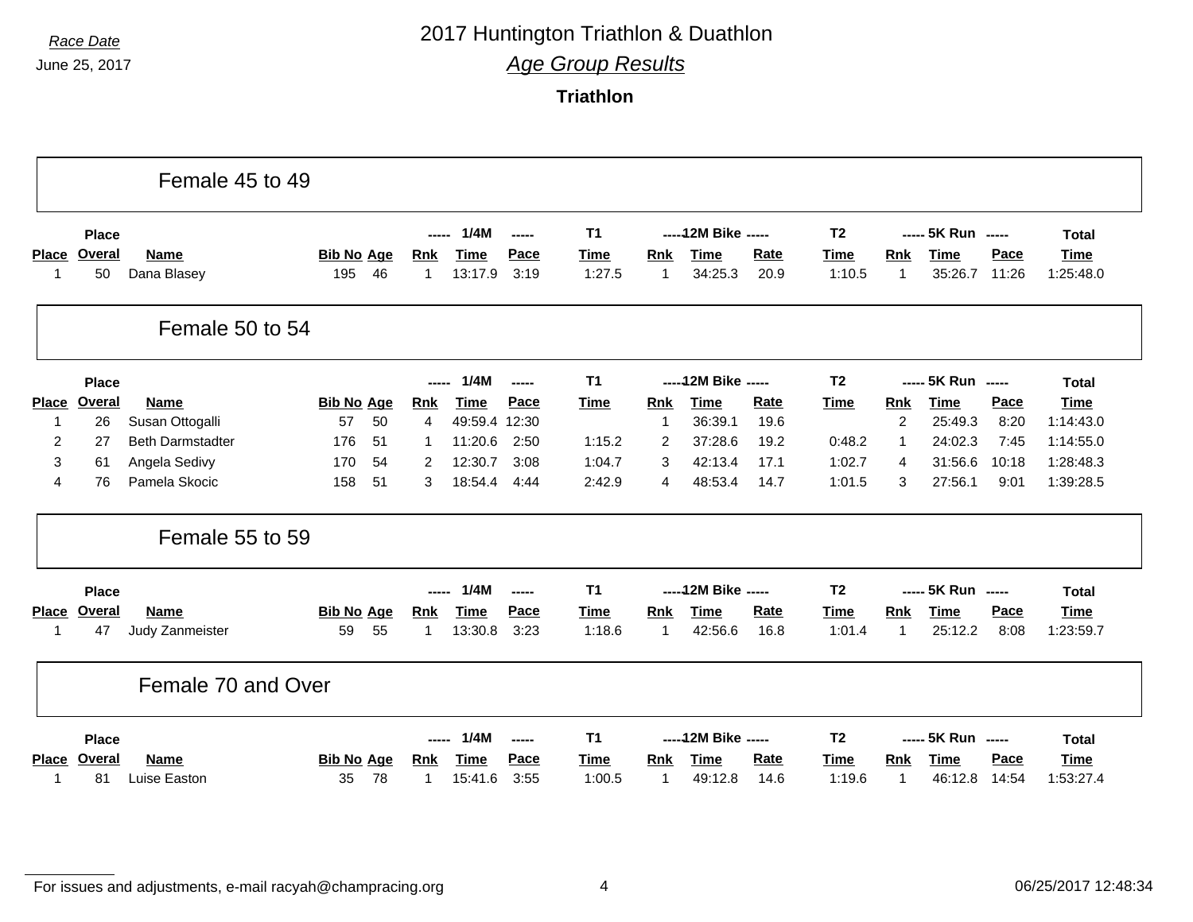Race Date

June 25, 2017

# 2017 Huntington Triathlon & Duathlon

## *Age Group Results*

### Triathlon

## Female 45 to 49

| | Place | | | | ----- | 1/4M | ----- | T1 | ----- | 12M Bike | ----- | T2 | ----- | 5K Run | ----- | Total |
|---|---|---|---|---|---|---|---|---|---|---|---|---|---|---|---|---|
| Place | Overal | Name | Bib No | Age | Rnk | Time | Pace | Time | Rnk | Time | Rate | Time | Rnk | Time | Pace | Time |
| 1 | 50 | Dana Blasey | 195 | 46 | 1 | 13:17.9 | 3:19 | 1:27.5 | 1 | 34:25.3 | 20.9 | 1:10.5 | 1 | 35:26.7 | 11:26 | 1:25:48.0 |

## Female 50 to 54

| | Place | | | | ----- | 1/4M | ----- | T1 | ----- | 12M Bike | ----- | T2 | ----- | 5K Run | ----- | Total |
|---|---|---|---|---|---|---|---|---|---|---|---|---|---|---|---|---|
| Place | Overal | Name | Bib No | Age | Rnk | Time | Pace | Time | Rnk | Time | Rate | Time | Rnk | Time | Pace | Time |
| 1 | 26 | Susan Ottogalli | 57 | 50 | 4 | 49:59.4 | 12:30 | | 1 | 36:39.1 | 19.6 | | 2 | 25:49.3 | 8:20 | 1:14:43.0 |
| 2 | 27 | Beth Darmstadter | 176 | 51 | 1 | 11:20.6 | 2:50 | 1:15.2 | 2 | 37:28.6 | 19.2 | 0:48.2 | 1 | 24:02.3 | 7:45 | 1:14:55.0 |
| 3 | 61 | Angela Sedivy | 170 | 54 | 2 | 12:30.7 | 3:08 | 1:04.7 | 3 | 42:13.4 | 17.1 | 1:02.7 | 4 | 31:56.6 | 10:18 | 1:28:48.3 |
| 4 | 76 | Pamela Skocic | 158 | 51 | 3 | 18:54.4 | 4:44 | 2:42.9 | 4 | 48:53.4 | 14.7 | 1:01.5 | 3 | 27:56.1 | 9:01 | 1:39:28.5 |

## Female 55 to 59

| | Place | | | | ----- | 1/4M | ----- | T1 | ----- | 12M Bike | ----- | T2 | ----- | 5K Run | ----- | Total |
|---|---|---|---|---|---|---|---|---|---|---|---|---|---|---|---|---|
| Place | Overal | Name | Bib No | Age | Rnk | Time | Pace | Time | Rnk | Time | Rate | Time | Rnk | Time | Pace | Time |
| 1 | 47 | Judy Zanmeister | 59 | 55 | 1 | 13:30.8 | 3:23 | 1:18.6 | 1 | 42:56.6 | 16.8 | 1:01.4 | 1 | 25:12.2 | 8:08 | 1:23:59.7 |

## Female 70 and Over

| | Place | | | | ----- | 1/4M | ----- | T1 | ----- | 12M Bike | ----- | T2 | ----- | 5K Run | ----- | Total |
|---|---|---|---|---|---|---|---|---|---|---|---|---|---|---|---|---|
| Place | Overal | Name | Bib No | Age | Rnk | Time | Pace | Time | Rnk | Time | Rate | Time | Rnk | Time | Pace | Time |
| 1 | 81 | Luise Easton | 35 | 78 | 1 | 15:41.6 | 3:55 | 1:00.5 | 1 | 49:12.8 | 14.6 | 1:19.6 | 1 | 46:12.8 | 14:54 | 1:53:27.4 |

For issues and adjustments, e-mail racyah@champracing.org

06/25/2017 12:48:34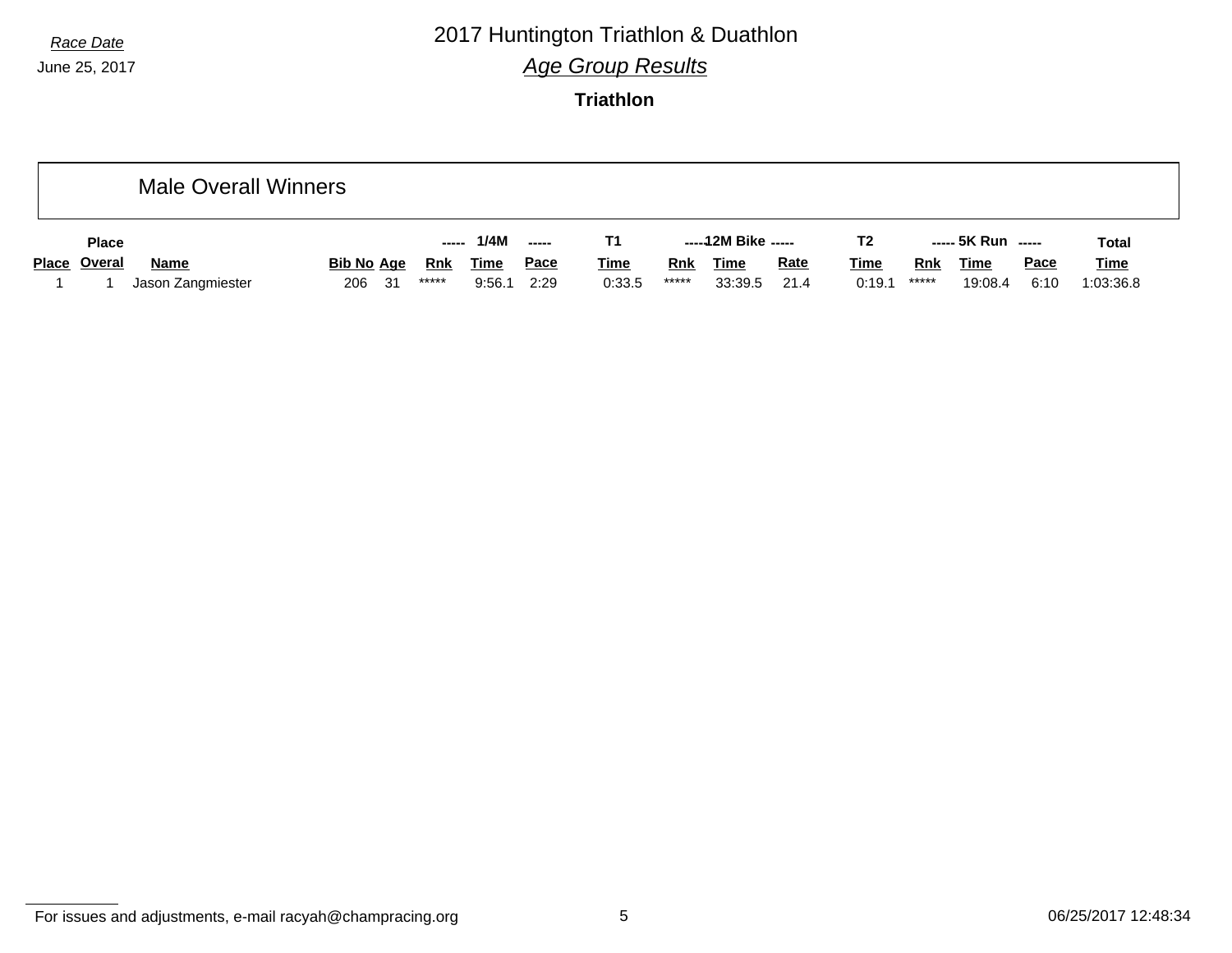*Race Date*

June 25, 2017

# 2017 Huntington Triathlon & Duathlon

## *Age Group Results*

### Triathlon

## Male Overall Winners

| | Place | | | | ----- | 1/4M | ----- | T1 | ----- | 12M Bike | ----- | T2 | ----- | 5K Run | ----- | Total |
|---|---|---|---|---|---|---|---|---|---|---|---|---|---|---|---|---|
| Place | Overal | Name | Bib No | Age | Rnk | Time | Pace | Time | Rnk | Time | Rate | Time | Rnk | Time | Pace | Time |
| 1 | 1 | Jason Zangmiester | 206 | 31 | ***** | 9:56.1 | 2:29 | 0:33.5 | ***** | 33:39.5 | 21.4 | 0:19.1 | ***** | 19:08.4 | 6:10 | 1:03:36.8 |

For issues and adjustments, e-mail racyah@champracing.org

06/25/2017 12:48:34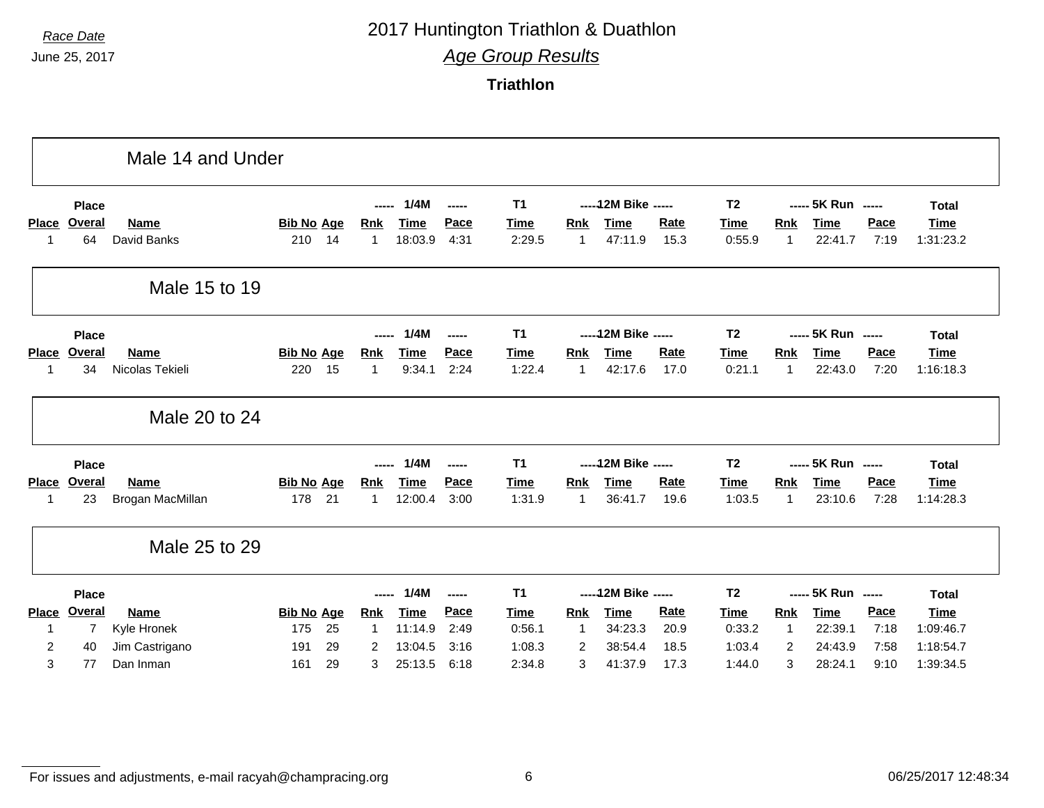*Race Date*

June 25, 2017

# 2017 Huntington Triathlon & Duathlon

## *Age Group Results*

### Triathlon

## Male 14 and Under

| Place | Place Overal | Name | Bib No | Age | 1/4M Rnk | 1/4M Time | 1/4M Pace | T1 Time | 12M Bike Rnk | 12M Bike Time | 12M Bike Rate | T2 Time | 5K Run Rnk | 5K Run Time | 5K Run Pace | Total Time |
|---|---|---|---|---|---|---|---|---|---|---|---|---|---|---|---|---|
| 1 | 64 | David Banks | 210 | 14 | 1 | 18:03.9 | 4:31 | 2:29.5 | 1 | 47:11.9 | 15.3 | 0:55.9 | 1 | 22:41.7 | 7:19 | 1:31:23.2 |

## Male 15 to 19

| Place | Place Overal | Name | Bib No | Age | 1/4M Rnk | 1/4M Time | 1/4M Pace | T1 Time | 12M Bike Rnk | 12M Bike Time | 12M Bike Rate | T2 Time | 5K Run Rnk | 5K Run Time | 5K Run Pace | Total Time |
|---|---|---|---|---|---|---|---|---|---|---|---|---|---|---|---|---|
| 1 | 34 | Nicolas Tekieli | 220 | 15 | 1 | 9:34.1 | 2:24 | 1:22.4 | 1 | 42:17.6 | 17.0 | 0:21.1 | 1 | 22:43.0 | 7:20 | 1:16:18.3 |

## Male 20 to 24

| Place | Place Overal | Name | Bib No | Age | 1/4M Rnk | 1/4M Time | 1/4M Pace | T1 Time | 12M Bike Rnk | 12M Bike Time | 12M Bike Rate | T2 Time | 5K Run Rnk | 5K Run Time | 5K Run Pace | Total Time |
|---|---|---|---|---|---|---|---|---|---|---|---|---|---|---|---|---|
| 1 | 23 | Brogan MacMillan | 178 | 21 | 1 | 12:00.4 | 3:00 | 1:31.9 | 1 | 36:41.7 | 19.6 | 1:03.5 | 1 | 23:10.6 | 7:28 | 1:14:28.3 |

## Male 25 to 29

| Place | Place Overal | Name | Bib No | Age | 1/4M Rnk | 1/4M Time | 1/4M Pace | T1 Time | 12M Bike Rnk | 12M Bike Time | 12M Bike Rate | T2 Time | 5K Run Rnk | 5K Run Time | 5K Run Pace | Total Time |
|---|---|---|---|---|---|---|---|---|---|---|---|---|---|---|---|---|
| 1 | 7 | Kyle Hronek | 175 | 25 | 1 | 11:14.9 | 2:49 | 0:56.1 | 1 | 34:23.3 | 20.9 | 0:33.2 | 1 | 22:39.1 | 7:18 | 1:09:46.7 |
| 2 | 40 | Jim Castrigano | 191 | 29 | 2 | 13:04.5 | 3:16 | 1:08.3 | 2 | 38:54.4 | 18.5 | 1:03.4 | 2 | 24:43.9 | 7:58 | 1:18:54.7 |
| 3 | 77 | Dan Inman | 161 | 29 | 3 | 25:13.5 | 6:18 | 2:34.8 | 3 | 41:37.9 | 17.3 | 1:44.0 | 3 | 28:24.1 | 9:10 | 1:39:34.5 |

For issues and adjustments, e-mail racyah@champracing.org

06/25/2017 12:48:34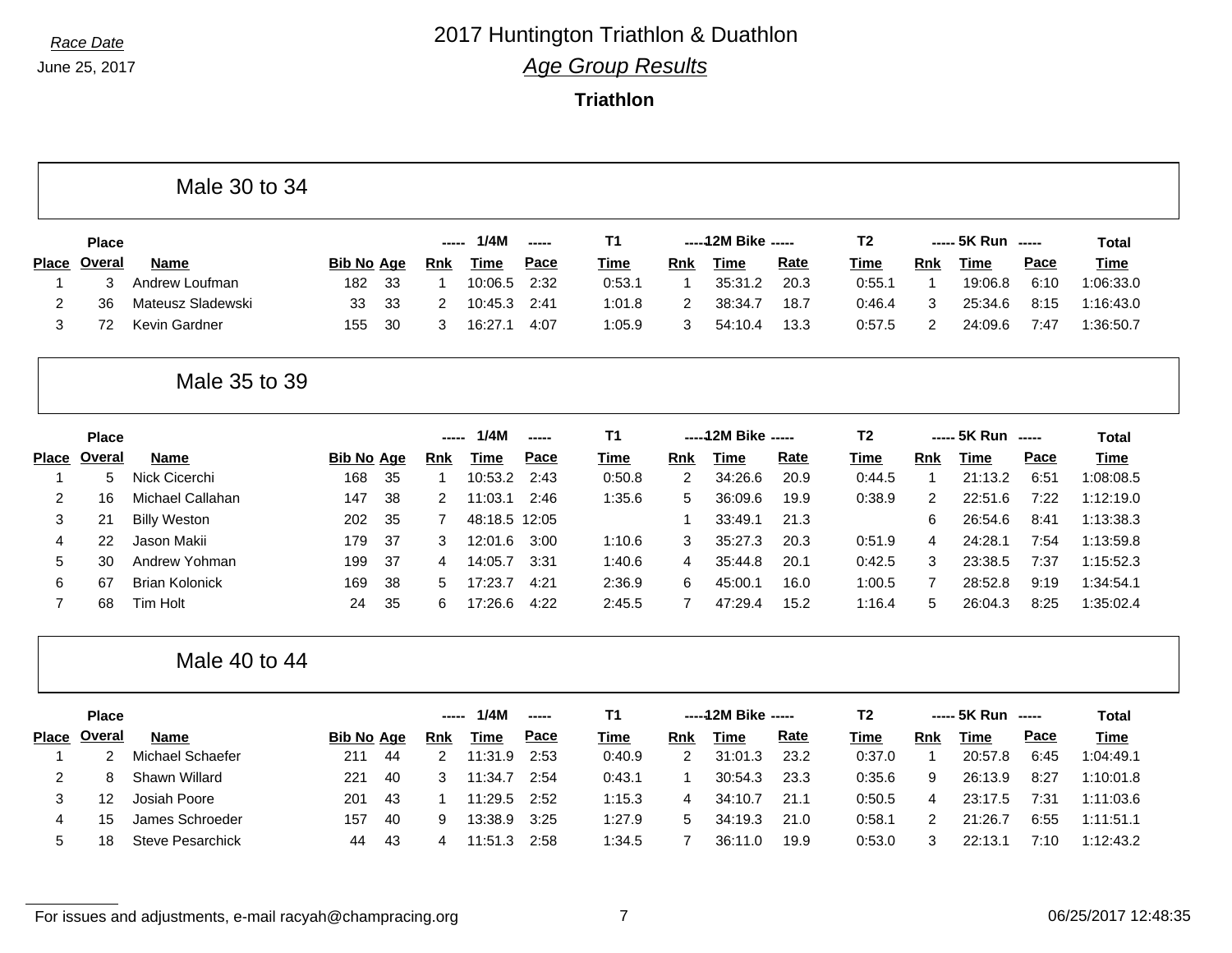Race Date

June 25, 2017

# 2017 Huntington Triathlon & Duathlon

## *Age Group Results*

### Triathlon

## Male 30 to 34

| Place | Place Overal | Name | Bib No | Age | 1/4M Rnk | 1/4M Time | 1/4M Pace | T1 Time | 12M Bike Rnk | 12M Bike Time | 12M Bike Rate | T2 Time | 5K Run Rnk | 5K Run Time | 5K Run Pace | Total Time |
|---|---|---|---|---|---|---|---|---|---|---|---|---|---|---|---|---|
| 1 | 3 | Andrew Loufman | 182 | 33 | 1 | 10:06.5 | 2:32 | 0:53.1 | 1 | 35:31.2 | 20.3 | 0:55.1 | 1 | 19:06.8 | 6:10 | 1:06:33.0 |
| 2 | 36 | Mateusz Sladewski | 33 | 33 | 2 | 10:45.3 | 2:41 | 1:01.8 | 2 | 38:34.7 | 18.7 | 0:46.4 | 3 | 25:34.6 | 8:15 | 1:16:43.0 |
| 3 | 72 | Kevin Gardner | 155 | 30 | 3 | 16:27.1 | 4:07 | 1:05.9 | 3 | 54:10.4 | 13.3 | 0:57.5 | 2 | 24:09.6 | 7:47 | 1:36:50.7 |

## Male 35 to 39

| Place | Place Overal | Name | Bib No | Age | 1/4M Rnk | 1/4M Time | 1/4M Pace | T1 Time | 12M Bike Rnk | 12M Bike Time | 12M Bike Rate | T2 Time | 5K Run Rnk | 5K Run Time | 5K Run Pace | Total Time |
|---|---|---|---|---|---|---|---|---|---|---|---|---|---|---|---|---|
| 1 | 5 | Nick Cicerchi | 168 | 35 | 1 | 10:53.2 | 2:43 | 0:50.8 | 2 | 34:26.6 | 20.9 | 0:44.5 | 1 | 21:13.2 | 6:51 | 1:08:08.5 |
| 2 | 16 | Michael Callahan | 147 | 38 | 2 | 11:03.1 | 2:46 | 1:35.6 | 5 | 36:09.6 | 19.9 | 0:38.9 | 2 | 22:51.6 | 7:22 | 1:12:19.0 |
| 3 | 21 | Billy Weston | 202 | 35 | 7 | 48:18.5 | 12:05 | | 1 | 33:49.1 | 21.3 | | 6 | 26:54.6 | 8:41 | 1:13:38.3 |
| 4 | 22 | Jason Makii | 179 | 37 | 3 | 12:01.6 | 3:00 | 1:10.6 | 3 | 35:27.3 | 20.3 | 0:51.9 | 4 | 24:28.1 | 7:54 | 1:13:59.8 |
| 5 | 30 | Andrew Yohman | 199 | 37 | 4 | 14:05.7 | 3:31 | 1:40.6 | 4 | 35:44.8 | 20.1 | 0:42.5 | 3 | 23:38.5 | 7:37 | 1:15:52.3 |
| 6 | 67 | Brian Kolonick | 169 | 38 | 5 | 17:23.7 | 4:21 | 2:36.9 | 6 | 45:00.1 | 16.0 | 1:00.5 | 7 | 28:52.8 | 9:19 | 1:34:54.1 |
| 7 | 68 | Tim Holt | 24 | 35 | 6 | 17:26.6 | 4:22 | 2:45.5 | 7 | 47:29.4 | 15.2 | 1:16.4 | 5 | 26:04.3 | 8:25 | 1:35:02.4 |

## Male 40 to 44

| Place | Place Overal | Name | Bib No | Age | 1/4M Rnk | 1/4M Time | 1/4M Pace | T1 Time | 12M Bike Rnk | 12M Bike Time | 12M Bike Rate | T2 Time | 5K Run Rnk | 5K Run Time | 5K Run Pace | Total Time |
|---|---|---|---|---|---|---|---|---|---|---|---|---|---|---|---|---|
| 1 | 2 | Michael Schaefer | 211 | 44 | 2 | 11:31.9 | 2:53 | 0:40.9 | 2 | 31:01.3 | 23.2 | 0:37.0 | 1 | 20:57.8 | 6:45 | 1:04:49.1 |
| 2 | 8 | Shawn Willard | 221 | 40 | 3 | 11:34.7 | 2:54 | 0:43.1 | 1 | 30:54.3 | 23.3 | 0:35.6 | 9 | 26:13.9 | 8:27 | 1:10:01.8 |
| 3 | 12 | Josiah Poore | 201 | 43 | 1 | 11:29.5 | 2:52 | 1:15.3 | 4 | 34:10.7 | 21.1 | 0:50.5 | 4 | 23:17.5 | 7:31 | 1:11:03.6 |
| 4 | 15 | James Schroeder | 157 | 40 | 9 | 13:38.9 | 3:25 | 1:27.9 | 5 | 34:19.3 | 21.0 | 0:58.1 | 2 | 21:26.7 | 6:55 | 1:11:51.1 |
| 5 | 18 | Steve Pesarchick | 44 | 43 | 4 | 11:51.3 | 2:58 | 1:34.5 | 7 | 36:11.0 | 19.9 | 0:53.0 | 3 | 22:13.1 | 7:10 | 1:12:43.2 |

For issues and adjustments, e-mail racyah@champracing.org

06/25/2017 12:48:35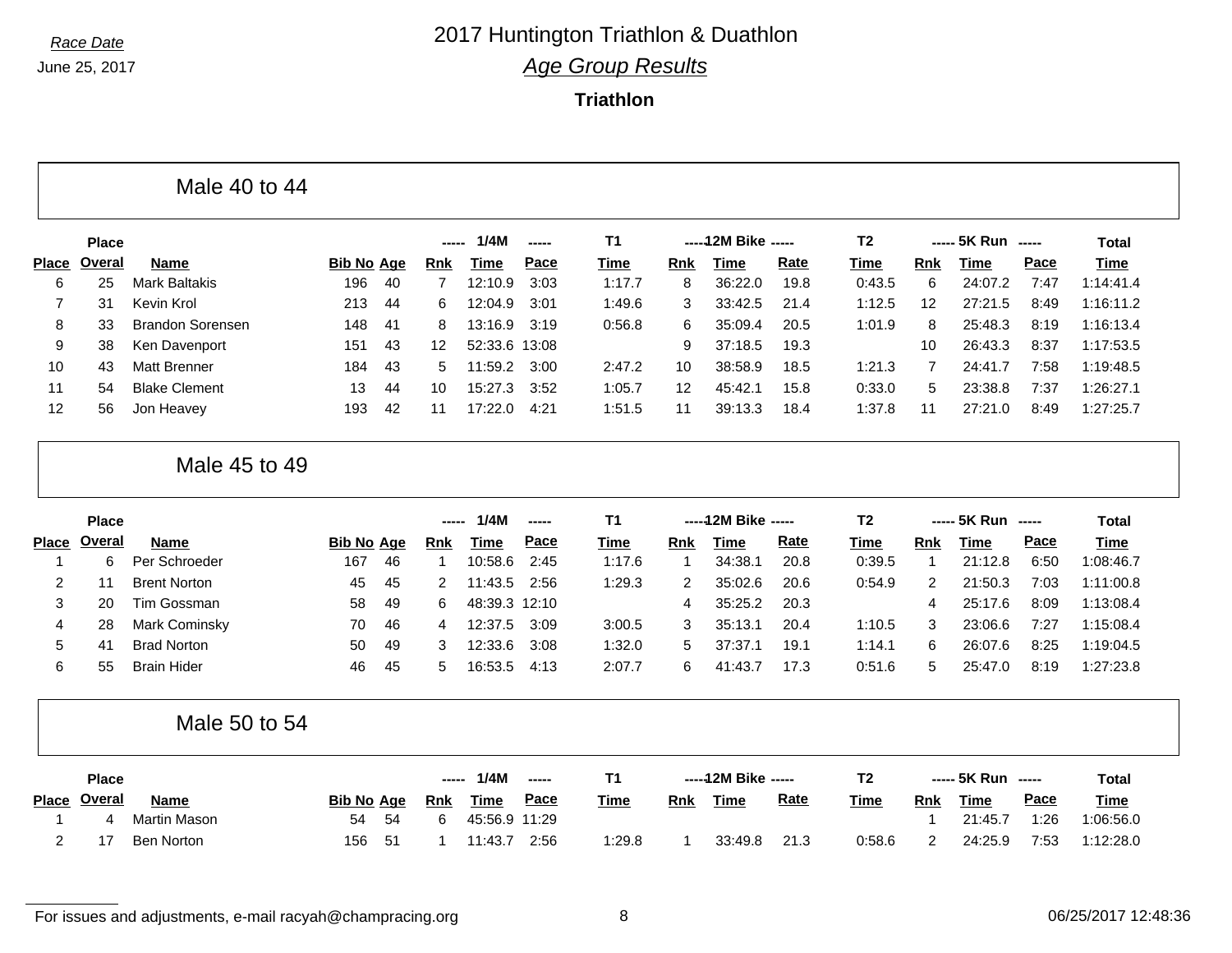Race Date

June 25, 2017

# 2017 Huntington Triathlon & Duathlon

## *Age Group Results*

### Triathlon

## Male 40 to 44

| Place | Place Overal | Name | Bib No | Age | 1/4M Rnk | 1/4M Time | 1/4M Pace | T1 Time | 12M Bike Rnk | 12M Bike Time | 12M Bike Rate | T2 Time | 5K Run Rnk | 5K Run Time | 5K Run Pace | Total Time |
|---|---|---|---|---|---|---|---|---|---|---|---|---|---|---|---|---|
| 6 | 25 | Mark Baltakis | 196 | 40 | 7 | 12:10.9 | 3:03 | 1:17.7 | 8 | 36:22.0 | 19.8 | 0:43.5 | 6 | 24:07.2 | 7:47 | 1:14:41.4 |
| 7 | 31 | Kevin Krol | 213 | 44 | 6 | 12:04.9 | 3:01 | 1:49.6 | 3 | 33:42.5 | 21.4 | 1:12.5 | 12 | 27:21.5 | 8:49 | 1:16:11.2 |
| 8 | 33 | Brandon Sorensen | 148 | 41 | 8 | 13:16.9 | 3:19 | 0:56.8 | 6 | 35:09.4 | 20.5 | 1:01.9 | 8 | 25:48.3 | 8:19 | 1:16:13.4 |
| 9 | 38 | Ken Davenport | 151 | 43 | 12 | 52:33.6 | 13:08 | | 9 | 37:18.5 | 19.3 | | 10 | 26:43.3 | 8:37 | 1:17:53.5 |
| 10 | 43 | Matt Brenner | 184 | 43 | 5 | 11:59.2 | 3:00 | 2:47.2 | 10 | 38:58.9 | 18.5 | 1:21.3 | 7 | 24:41.7 | 7:58 | 1:19:48.5 |
| 11 | 54 | Blake Clement | 13 | 44 | 10 | 15:27.3 | 3:52 | 1:05.7 | 12 | 45:42.1 | 15.8 | 0:33.0 | 5 | 23:38.8 | 7:37 | 1:26:27.1 |
| 12 | 56 | Jon Heavey | 193 | 42 | 11 | 17:22.0 | 4:21 | 1:51.5 | 11 | 39:13.3 | 18.4 | 1:37.8 | 11 | 27:21.0 | 8:49 | 1:27:25.7 |

## Male 45 to 49

| Place | Place Overal | Name | Bib No | Age | 1/4M Rnk | 1/4M Time | 1/4M Pace | T1 Time | 12M Bike Rnk | 12M Bike Time | 12M Bike Rate | T2 Time | 5K Run Rnk | 5K Run Time | 5K Run Pace | Total Time |
|---|---|---|---|---|---|---|---|---|---|---|---|---|---|---|---|---|
| 1 | 6 | Per Schroeder | 167 | 46 | 1 | 10:58.6 | 2:45 | 1:17.6 | 1 | 34:38.1 | 20.8 | 0:39.5 | 1 | 21:12.8 | 6:50 | 1:08:46.7 |
| 2 | 11 | Brent Norton | 45 | 45 | 2 | 11:43.5 | 2:56 | 1:29.3 | 2 | 35:02.6 | 20.6 | 0:54.9 | 2 | 21:50.3 | 7:03 | 1:11:00.8 |
| 3 | 20 | Tim Gossman | 58 | 49 | 6 | 48:39.3 | 12:10 | | 4 | 35:25.2 | 20.3 | | 4 | 25:17.6 | 8:09 | 1:13:08.4 |
| 4 | 28 | Mark Cominsky | 70 | 46 | 4 | 12:37.5 | 3:09 | 3:00.5 | 3 | 35:13.1 | 20.4 | 1:10.5 | 3 | 23:06.6 | 7:27 | 1:15:08.4 |
| 5 | 41 | Brad Norton | 50 | 49 | 3 | 12:33.6 | 3:08 | 1:32.0 | 5 | 37:37.1 | 19.1 | 1:14.1 | 6 | 26:07.6 | 8:25 | 1:19:04.5 |
| 6 | 55 | Brain Hider | 46 | 45 | 5 | 16:53.5 | 4:13 | 2:07.7 | 6 | 41:43.7 | 17.3 | 0:51.6 | 5 | 25:47.0 | 8:19 | 1:27:23.8 |

## Male 50 to 54

| Place | Place Overal | Name | Bib No | Age | 1/4M Rnk | 1/4M Time | 1/4M Pace | T1 Time | 12M Bike Rnk | 12M Bike Time | 12M Bike Rate | T2 Time | 5K Run Rnk | 5K Run Time | 5K Run Pace | Total Time |
|---|---|---|---|---|---|---|---|---|---|---|---|---|---|---|---|---|
| 1 | 4 | Martin Mason | 54 | 54 | 6 | 45:56.9 | 11:29 | | | | | | 1 | 21:45.7 | 1:26 | 1:06:56.0 |
| 2 | 17 | Ben Norton | 156 | 51 | 1 | 11:43.7 | 2:56 | 1:29.8 | 1 | 33:49.8 | 21.3 | 0:58.6 | 2 | 24:25.9 | 7:53 | 1:12:28.0 |

For issues and adjustments, e-mail racyah@champracing.org

06/25/2017 12:48:36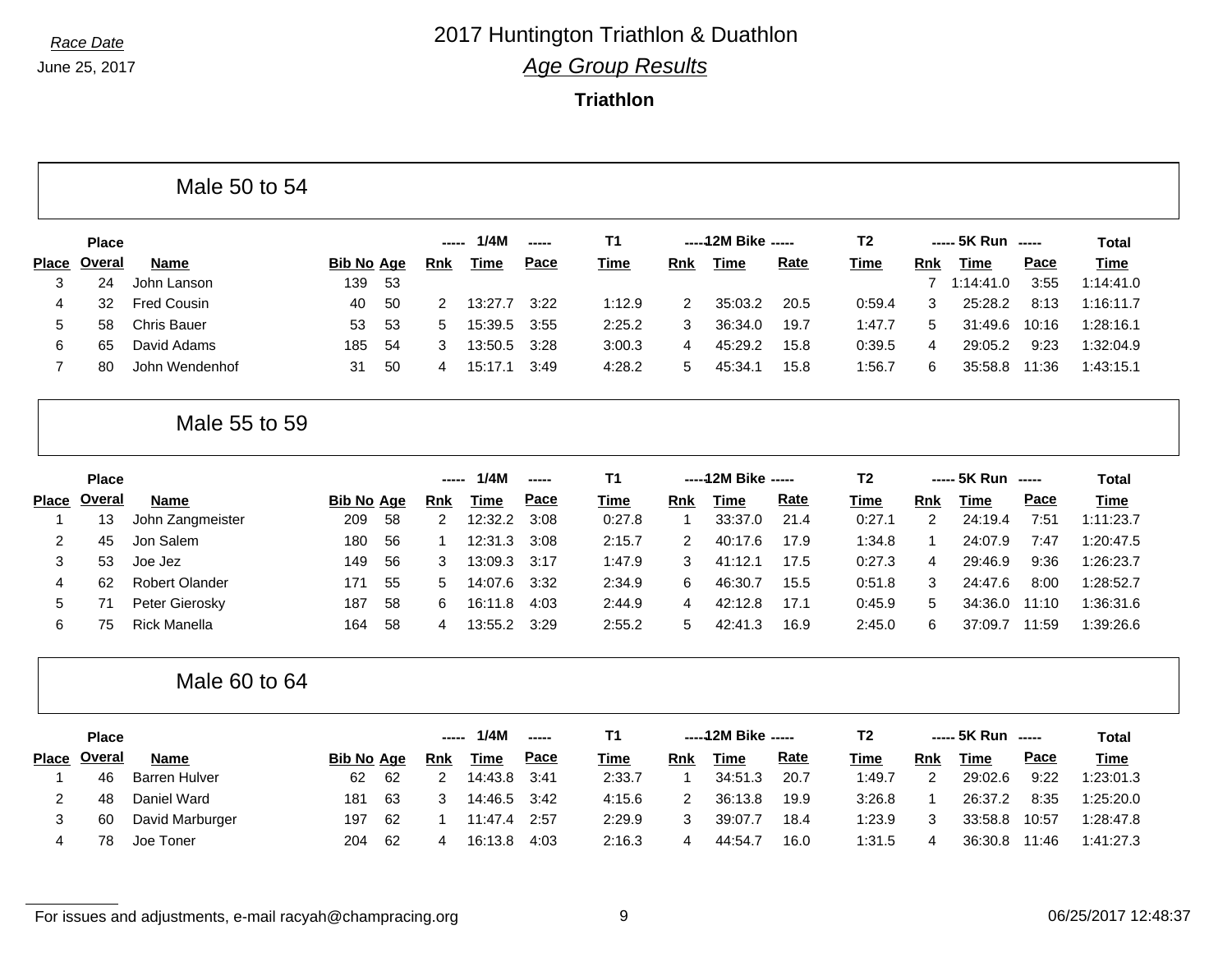Race Date

June 25, 2017

# 2017 Huntington Triathlon & Duathlon

## Age Group Results

### Triathlon

## Male 50 to 54

| Place | Place Overal | Name | Bib No | Age | 1/4M Rnk | 1/4M Time | 1/4M Pace | T1 Time | 12M Bike Rnk | 12M Bike Time | 12M Bike Rate | T2 Time | 5K Run Rnk | 5K Run Time | 5K Run Pace | Total Time |
|---|---|---|---|---|---|---|---|---|---|---|---|---|---|---|---|---|
| 3 | 24 | John Lanson | 139 | 53 | | | | | | | | | 7 | 1:14:41.0 | 3:55 | 1:14:41.0 |
| 4 | 32 | Fred Cousin | 40 | 50 | 2 | 13:27.7 | 3:22 | 1:12.9 | 2 | 35:03.2 | 20.5 | 0:59.4 | 3 | 25:28.2 | 8:13 | 1:16:11.7 |
| 5 | 58 | Chris Bauer | 53 | 53 | 5 | 15:39.5 | 3:55 | 2:25.2 | 3 | 36:34.0 | 19.7 | 1:47.7 | 5 | 31:49.6 | 10:16 | 1:28:16.1 |
| 6 | 65 | David Adams | 185 | 54 | 3 | 13:50.5 | 3:28 | 3:00.3 | 4 | 45:29.2 | 15.8 | 0:39.5 | 4 | 29:05.2 | 9:23 | 1:32:04.9 |
| 7 | 80 | John Wendenhof | 31 | 50 | 4 | 15:17.1 | 3:49 | 4:28.2 | 5 | 45:34.1 | 15.8 | 1:56.7 | 6 | 35:58.8 | 11:36 | 1:43:15.1 |

## Male 55 to 59

| Place | Place Overal | Name | Bib No | Age | 1/4M Rnk | 1/4M Time | 1/4M Pace | T1 Time | 12M Bike Rnk | 12M Bike Time | 12M Bike Rate | T2 Time | 5K Run Rnk | 5K Run Time | 5K Run Pace | Total Time |
|---|---|---|---|---|---|---|---|---|---|---|---|---|---|---|---|---|
| 1 | 13 | John Zangmeister | 209 | 58 | 2 | 12:32.2 | 3:08 | 0:27.8 | 1 | 33:37.0 | 21.4 | 0:27.1 | 2 | 24:19.4 | 7:51 | 1:11:23.7 |
| 2 | 45 | Jon Salem | 180 | 56 | 1 | 12:31.3 | 3:08 | 2:15.7 | 2 | 40:17.6 | 17.9 | 1:34.8 | 1 | 24:07.9 | 7:47 | 1:20:47.5 |
| 3 | 53 | Joe Jez | 149 | 56 | 3 | 13:09.3 | 3:17 | 1:47.9 | 3 | 41:12.1 | 17.5 | 0:27.3 | 4 | 29:46.9 | 9:36 | 1:26:23.7 |
| 4 | 62 | Robert Olander | 171 | 55 | 5 | 14:07.6 | 3:32 | 2:34.9 | 6 | 46:30.7 | 15.5 | 0:51.8 | 3 | 24:47.6 | 8:00 | 1:28:52.7 |
| 5 | 71 | Peter Gierosky | 187 | 58 | 6 | 16:11.8 | 4:03 | 2:44.9 | 4 | 42:12.8 | 17.1 | 0:45.9 | 5 | 34:36.0 | 11:10 | 1:36:31.6 |
| 6 | 75 | Rick Manella | 164 | 58 | 4 | 13:55.2 | 3:29 | 2:55.2 | 5 | 42:41.3 | 16.9 | 2:45.0 | 6 | 37:09.7 | 11:59 | 1:39:26.6 |

## Male 60 to 64

| Place | Place Overal | Name | Bib No | Age | 1/4M Rnk | 1/4M Time | 1/4M Pace | T1 Time | 12M Bike Rnk | 12M Bike Time | 12M Bike Rate | T2 Time | 5K Run Rnk | 5K Run Time | 5K Run Pace | Total Time |
|---|---|---|---|---|---|---|---|---|---|---|---|---|---|---|---|---|
| 1 | 46 | Barren Hulver | 62 | 62 | 2 | 14:43.8 | 3:41 | 2:33.7 | 1 | 34:51.3 | 20.7 | 1:49.7 | 2 | 29:02.6 | 9:22 | 1:23:01.3 |
| 2 | 48 | Daniel Ward | 181 | 63 | 3 | 14:46.5 | 3:42 | 4:15.6 | 2 | 36:13.8 | 19.9 | 3:26.8 | 1 | 26:37.2 | 8:35 | 1:25:20.0 |
| 3 | 60 | David Marburger | 197 | 62 | 1 | 11:47.4 | 2:57 | 2:29.9 | 3 | 39:07.7 | 18.4 | 1:23.9 | 3 | 33:58.8 | 10:57 | 1:28:47.8 |
| 4 | 78 | Joe Toner | 204 | 62 | 4 | 16:13.8 | 4:03 | 2:16.3 | 4 | 44:54.7 | 16.0 | 1:31.5 | 4 | 36:30.8 | 11:46 | 1:41:27.3 |

For issues and adjustments, e-mail racyah@champracing.org

06/25/2017 12:48:37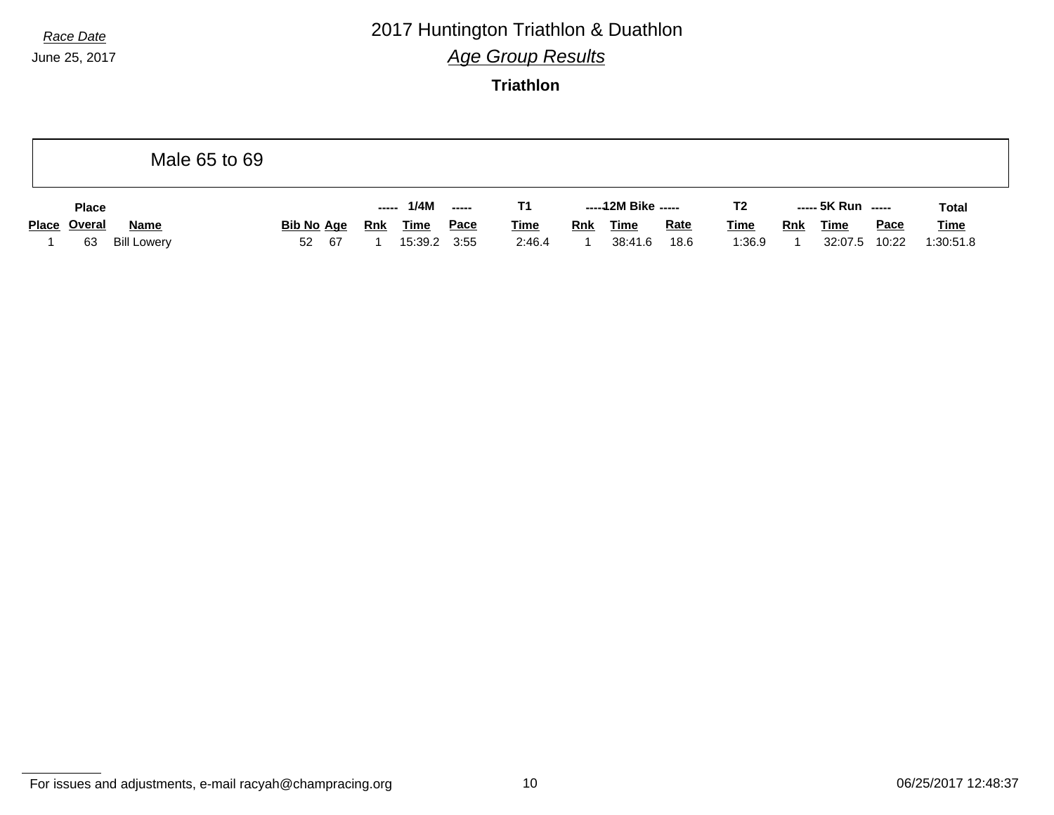Race Date
June 25, 2017

# 2017 Huntington Triathlon & Duathlon

## *Age Group Results*

### Triathlon

## Male 65 to 69

| Place | Place Overal | Name | Bib No | Age | ----- Rnk | 1/4M Time | ----- Pace | T1 Time | ----- Rnk | 12M Bike Time | ----- Rate | T2 Time | ----- Rnk | 5K Run Time | ----- Pace | Total Time |
|---|---|---|---|---|---|---|---|---|---|---|---|---|---|---|---|---|
| 1 | 63 | Bill Lowery | 52 | 67 | 1 | 15:39.2 | 3:55 | 2:46.4 | 1 | 38:41.6 | 18.6 | 1:36.9 | 1 | 32:07.5 | 10:22 | 1:30:51.8 |

For issues and adjustments, e-mail racyah@champracing.org

06/25/2017 12:48:37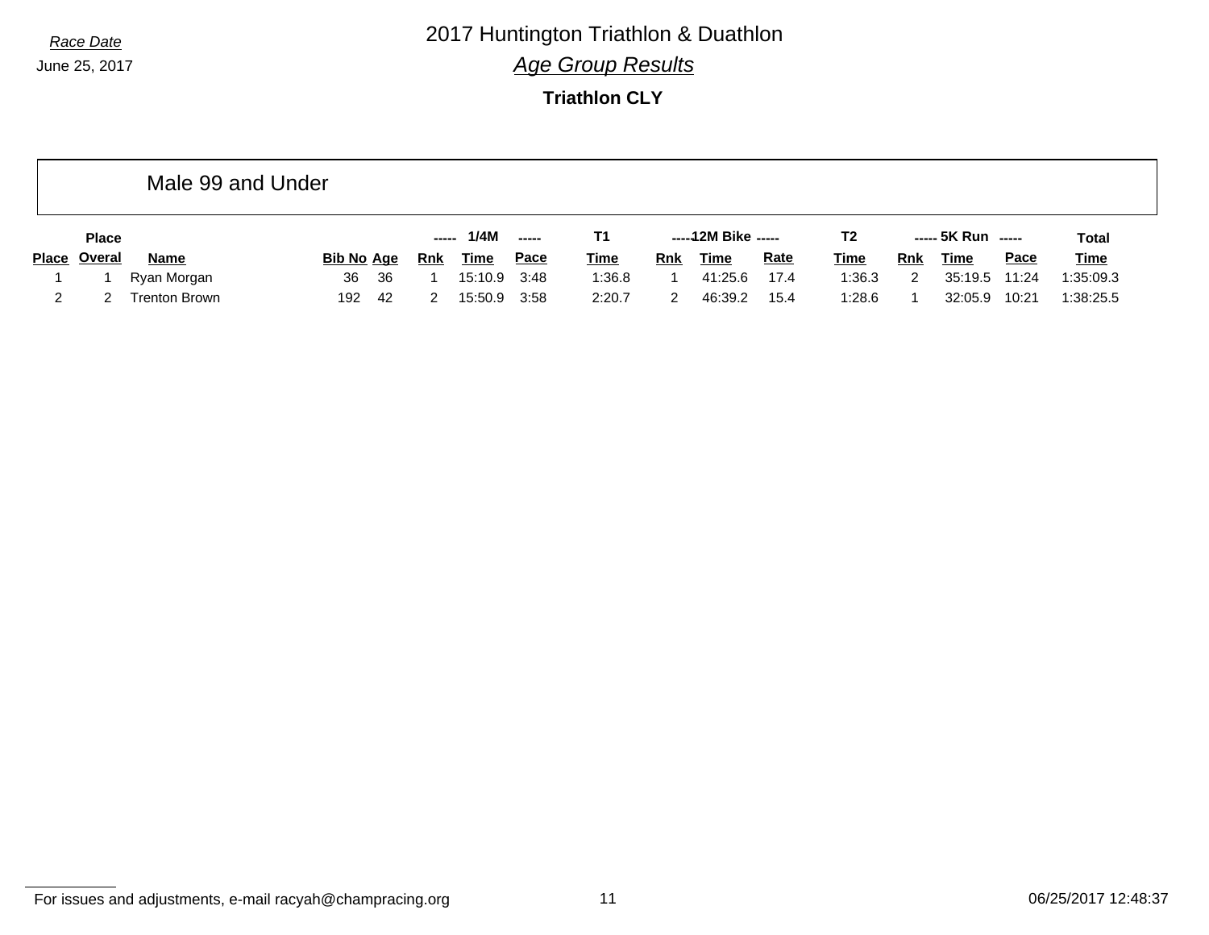Race Date
June 25, 2017

# 2017 Huntington Triathlon & Duathlon

*Age Group Results*

**Triathlon CLY**

## Male 99 and Under

| Place | Place Overal | Name | Bib No | Age | 1/4M Rnk | 1/4M Time | 1/4M Pace | T1 Time | 12M Bike Rnk | 12M Bike Time | 12M Bike Rate | T2 Time | 5K Run Rnk | 5K Run Time | 5K Run Pace | Total Time |
|---|---|---|---|---|---|---|---|---|---|---|---|---|---|---|---|---|
| 1 | 1 | Ryan Morgan | 36 | 36 | 1 | 15:10.9 | 3:48 | 1:36.8 | 1 | 41:25.6 | 17.4 | 1:36.3 | 2 | 35:19.5 | 11:24 | 1:35:09.3 |
| 2 | 2 | Trenton Brown | 192 | 42 | 2 | 15:50.9 | 3:58 | 2:20.7 | 2 | 46:39.2 | 15.4 | 1:28.6 | 1 | 32:05.9 | 10:21 | 1:38:25.5 |

For issues and adjustments, e-mail racyah@champracing.org

06/25/2017 12:48:37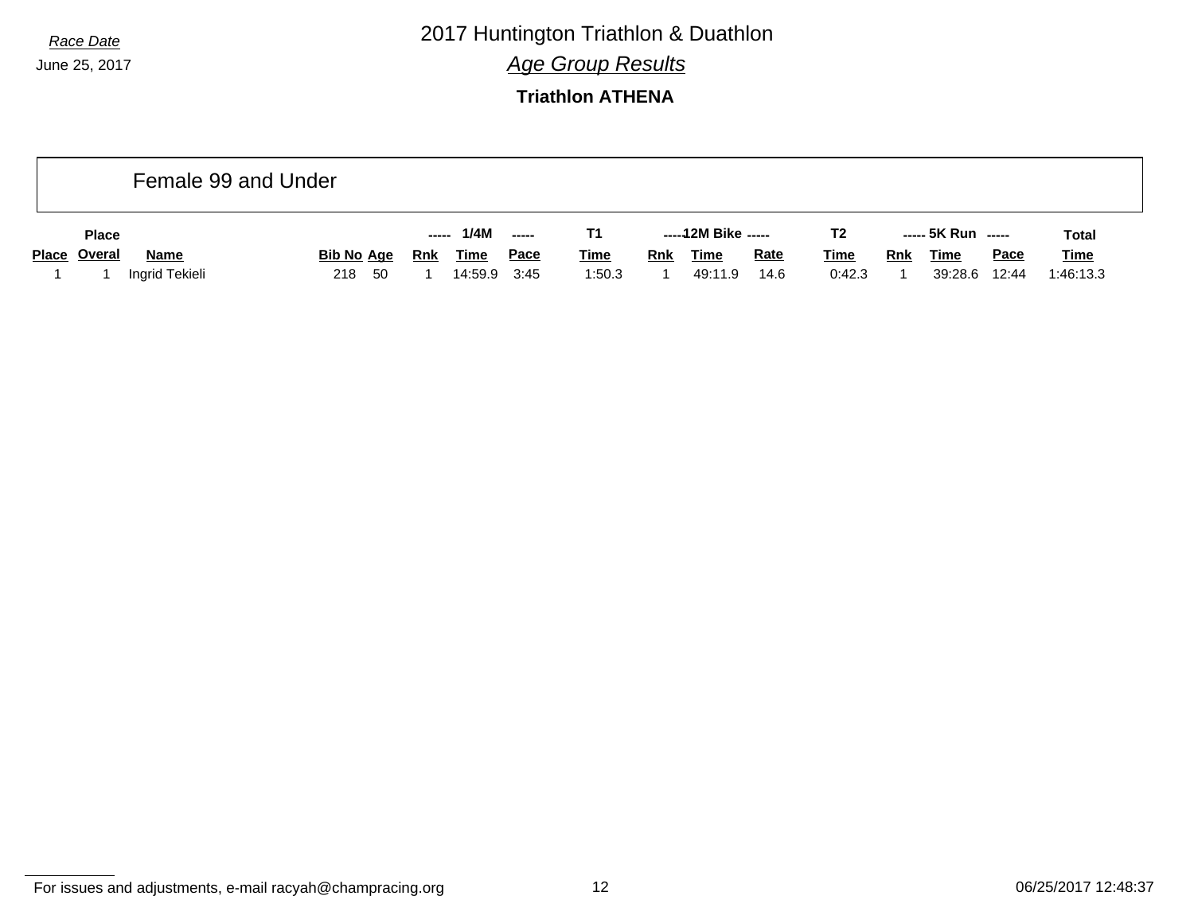*Race Date*

June 25, 2017

# 2017 Huntington Triathlon & Duathlon

## *Age Group Results*

### Triathlon ATHENA

Female 99 and Under

| | Place | | | | ----- | 1/4M | ----- | T1 | ----- | 12M Bike | ----- | T2 | ----- | 5K Run | ----- | Total |
|---|---|---|---|---|---|---|---|---|---|---|---|---|---|---|---|---|
| **Place** | **Overal** | **Name** | **Bib No** | **Age** | **Rnk** | **Time** | **Pace** | **Time** | **Rnk** | **Time** | **Rate** | **Time** | **Rnk** | **Time** | **Pace** | **Time** |
| 1 | 1 | Ingrid Tekieli | 218 | 50 | 1 | 14:59.9 | 3:45 | 1:50.3 | 1 | 49:11.9 | 14.6 | 0:42.3 | 1 | 39:28.6 | 12:44 | 1:46:13.3 |

For issues and adjustments, e-mail racyah@champracing.org

06/25/2017 12:48:37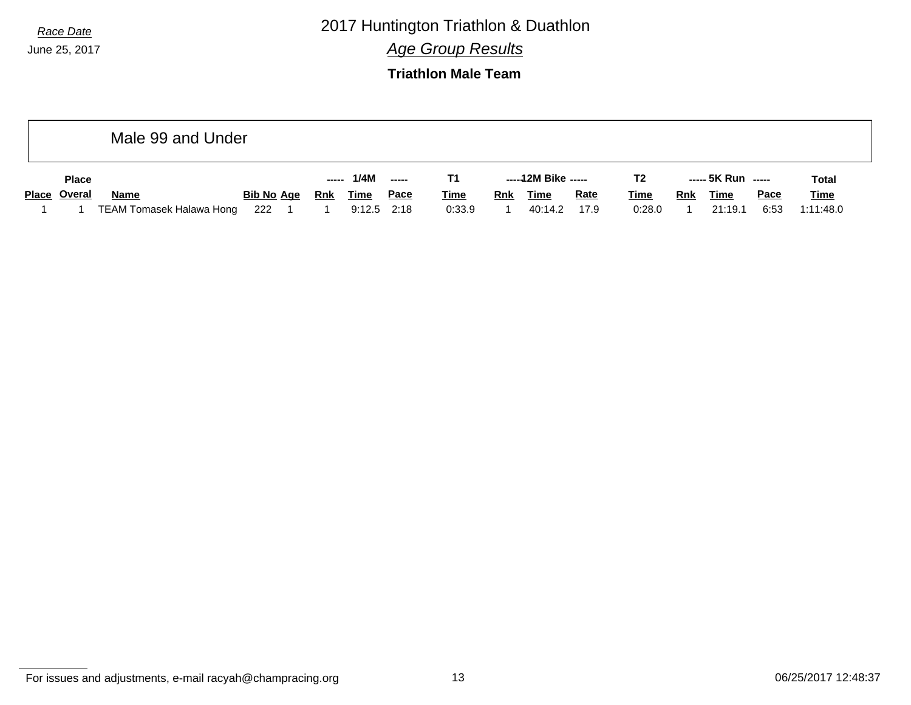Race Date

June 25, 2017

# 2017 Huntington Triathlon & Duathlon

## *Age Group Results*

### Triathlon Male Team

Male 99 and Under

| Place | Place Overal | Name | Bib No | Age | ----- Rnk | 1/4M Time | ----- Pace | T1 Time | ----- Rnk | 12M Bike Time | ----- Rate | T2 Time | ----- Rnk | 5K Run Time | ----- Pace | Total Time |
|---|---|---|---|---|---|---|---|---|---|---|---|---|---|---|---|---|
| 1 | 1 | TEAM Tomasek Halawa Hong | 222 | 1 | 1 | 9:12.5 | 2:18 | 0:33.9 | 1 | 40:14.2 | 17.9 | 0:28.0 | 1 | 21:19.1 | 6:53 | 1:11:48.0 |

For issues and adjustments, e-mail racyah@champracing.org

06/25/2017 12:48:37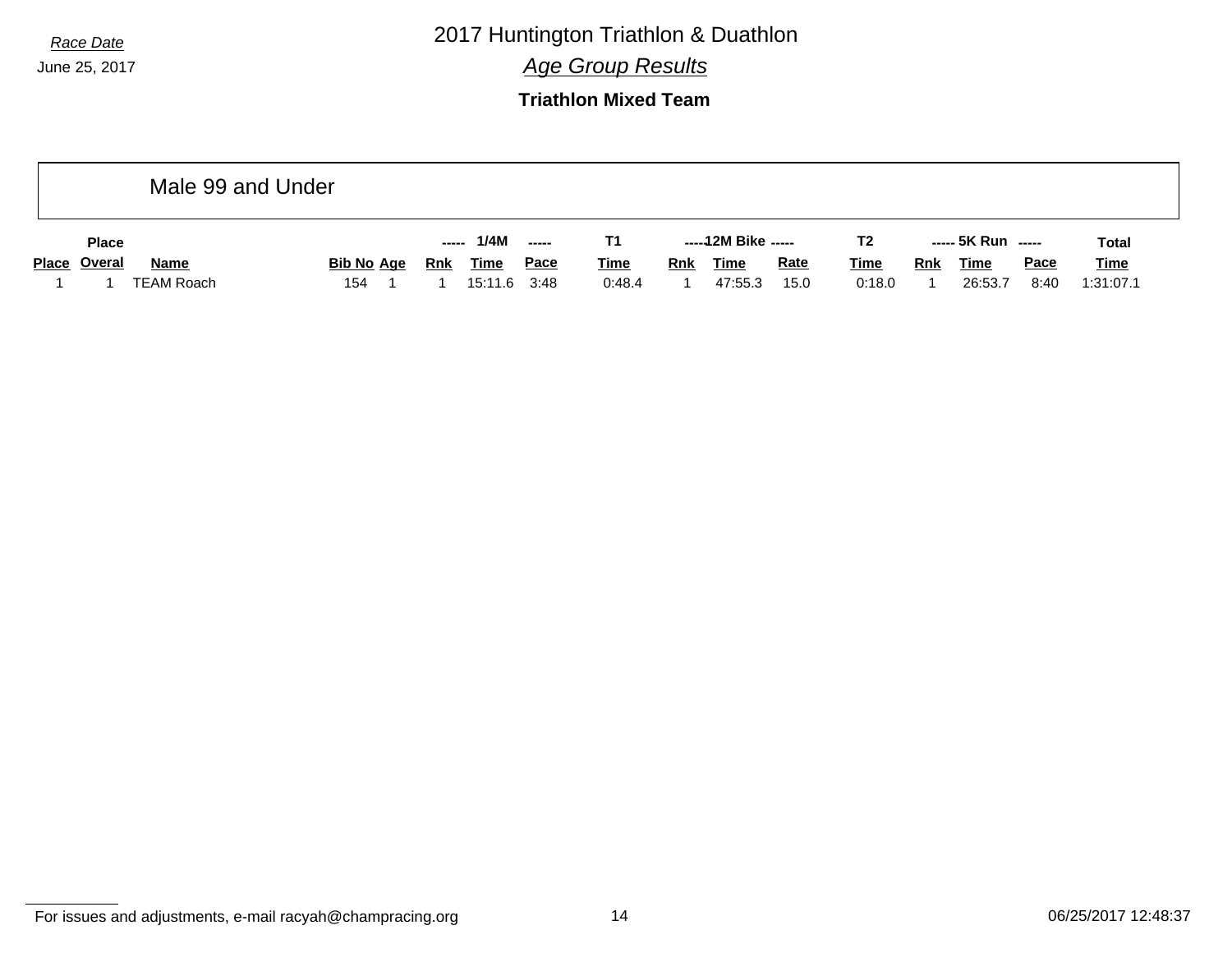Race Date

June 25, 2017

# 2017 Huntington Triathlon & Duathlon

## *Age Group Results*

### Triathlon Mixed Team

#### Male 99 and Under

| | Place | | | | ----- | 1/4M | ----- | T1 | ----- | 12M Bike | ----- | T2 | ----- | 5K Run | ----- | Total |
|---|---|---|---|---|---|---|---|---|---|---|---|---|---|---|---|---|
| Place | Overal | Name | Bib No | Age | Rnk | Time | Pace | Time | Rnk | Time | Rate | Time | Rnk | Time | Pace | Time |
| 1 | 1 | TEAM Roach | 154 | 1 | 1 | 15:11.6 | 3:48 | 0:48.4 | 1 | 47:55.3 | 15.0 | 0:18.0 | 1 | 26:53.7 | 8:40 | 1:31:07.1 |

For issues and adjustments, e-mail racyah@champracing.org

06/25/2017 12:48:37